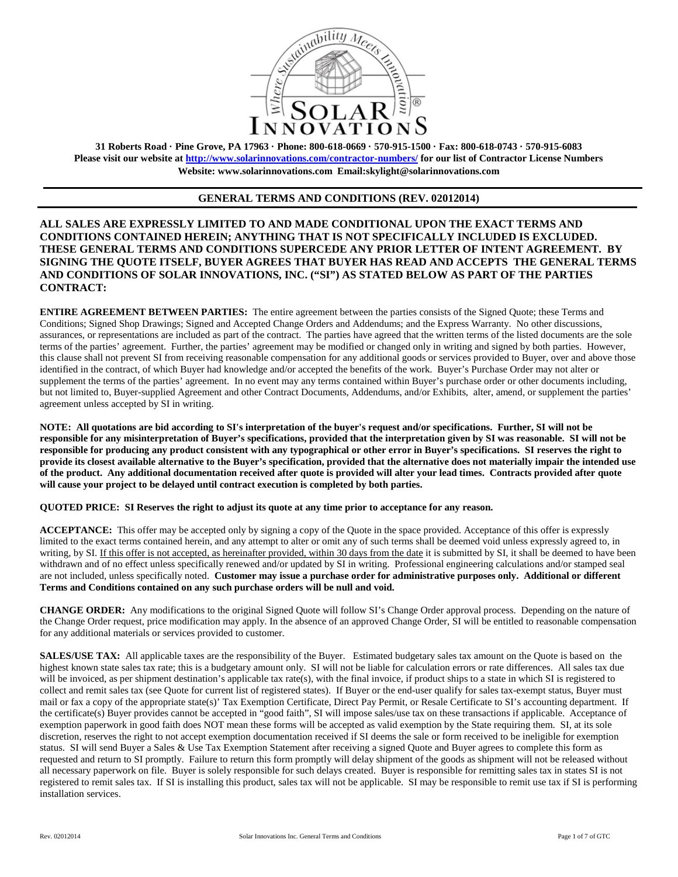31 Roberts Road · Pine Grove, PA 17963 · Phone: 800-618-0669 · 570-915-1500 · Fax: 800-618-0743 · 570-915-6083
**Please visit our website at [http://www.solarinnovations.com/contractor-numbers/](http://www.solarinnovations.com/contractor-numbers/) for our list of Contractor License Numbers**
**Website: www.solarinnovations.com Email:skylight@solarinnovations.com**

## GENERAL TERMS AND CONDITIONS (REV. 02012014)

**ALL SALES ARE EXPRESSLY LIMITED TO AND MADE CONDITIONAL UPON THE EXACT TERMS AND CONDITIONS CONTAINED HEREIN; ANYTHING THAT IS NOT SPECIFICALLY INCLUDED IS EXCLUDED. THESE GENERAL TERMS AND CONDITIONS SUPERCEDE ANY PRIOR LETTER OF INTENT AGREEMENT. BY SIGNING THE QUOTE ITSELF, BUYER AGREES THAT BUYER HAS READ AND ACCEPTS THE GENERAL TERMS AND CONDITIONS OF SOLAR INNOVATIONS, INC. ("SI") AS STATED BELOW AS PART OF THE PARTIES CONTRACT:**

**ENTIRE AGREEMENT BETWEEN PARTIES:** The entire agreement between the parties consists of the Signed Quote; these Terms and Conditions; Signed Shop Drawings; Signed and Accepted Change Orders and Addendums; and the Express Warranty. No other discussions, assurances, or representations are included as part of the contract. The parties have agreed that the written terms of the listed documents are the sole terms of the parties' agreement. Further, the parties' agreement may be modified or changed only in writing and signed by both parties. However, this clause shall not prevent SI from receiving reasonable compensation for any additional goods or services provided to Buyer, over and above those identified in the contract, of which Buyer had knowledge and/or accepted the benefits of the work. Buyer's Purchase Order may not alter or supplement the terms of the parties' agreement. In no event may any terms contained within Buyer's purchase order or other documents including, but not limited to, Buyer-supplied Agreement and other Contract Documents, Addendums, and/or Exhibits, alter, amend, or supplement the parties' agreement unless accepted by SI in writing.

**NOTE: All quotations are bid according to SI's interpretation of the buyer's request and/or specifications. Further, SI will not be responsible for any misinterpretation of Buyer's specifications, provided that the interpretation given by SI was reasonable. SI will not be responsible for producing any product consistent with any typographical or other error in Buyer's specifications. SI reserves the right to provide its closest available alternative to the Buyer's specification, provided that the alternative does not materially impair the intended use of the product. Any additional documentation received after quote is provided will alter your lead times. Contracts provided after quote will cause your project to be delayed until contract execution is completed by both parties.**

**QUOTED PRICE: SI Reserves the right to adjust its quote at any time prior to acceptance for any reason.**

**ACCEPTANCE:** This offer may be accepted only by signing a copy of the Quote in the space provided. Acceptance of this offer is expressly limited to the exact terms contained herein, and any attempt to alter or omit any of such terms shall be deemed void unless expressly agreed to, in writing, by SI. If this offer is not accepted, as hereinafter provided, within 30 days from the date it is submitted by SI, it shall be deemed to have been withdrawn and of no effect unless specifically renewed and/or updated by SI in writing. Professional engineering calculations and/or stamped seal are not included, unless specifically noted. **Customer may issue a purchase order for administrative purposes only. Additional or different Terms and Conditions contained on any such purchase orders will be null and void.**

**CHANGE ORDER:** Any modifications to the original Signed Quote will follow SI's Change Order approval process. Depending on the nature of the Change Order request, price modification may apply. In the absence of an approved Change Order, SI will be entitled to reasonable compensation for any additional materials or services provided to customer.

**SALES/USE TAX:** All applicable taxes are the responsibility of the Buyer. Estimated budgetary sales tax amount on the Quote is based on the highest known state sales tax rate; this is a budgetary amount only. SI will not be liable for calculation errors or rate differences. All sales tax due will be invoiced, as per shipment destination's applicable tax rate(s), with the final invoice, if product ships to a state in which SI is registered to collect and remit sales tax (see Quote for current list of registered states). If Buyer or the end-user qualify for sales tax-exempt status, Buyer must mail or fax a copy of the appropriate state(s)' Tax Exemption Certificate, Direct Pay Permit, or Resale Certificate to SI's accounting department. If the certificate(s) Buyer provides cannot be accepted in "good faith", SI will impose sales/use tax on these transactions if applicable. Acceptance of exemption paperwork in good faith does NOT mean these forms will be accepted as valid exemption by the State requiring them. SI, at its sole discretion, reserves the right to not accept exemption documentation received if SI deems the sale or form received to be ineligible for exemption status. SI will send Buyer a Sales & Use Tax Exemption Statement after receiving a signed Quote and Buyer agrees to complete this form as requested and return to SI promptly. Failure to return this form promptly will delay shipment of the goods as shipment will not be released without all necessary paperwork on file. Buyer is solely responsible for such delays created. Buyer is responsible for remitting sales tax in states SI is not registered to remit sales tax. If SI is installing this product, sales tax will not be applicable. SI may be responsible to remit use tax if SI is performing installation services.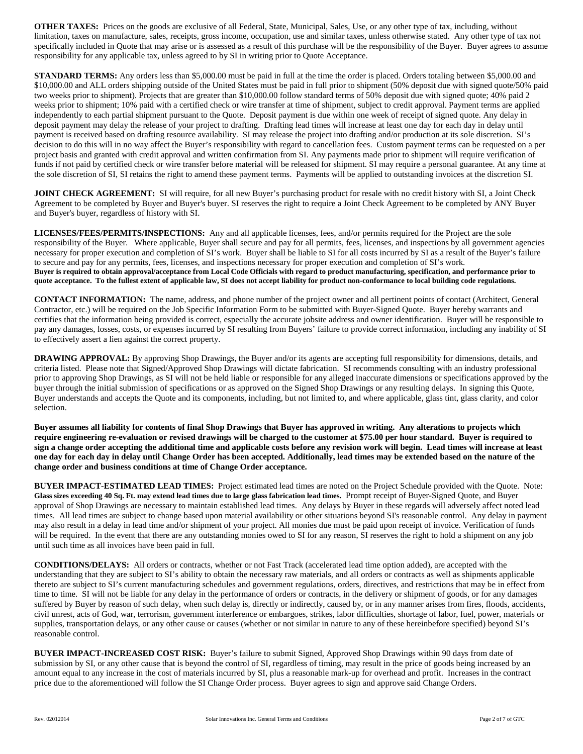**OTHER TAXES:** Prices on the goods are exclusive of all Federal, State, Municipal, Sales, Use, or any other type of tax, including, without limitation, taxes on manufacture, sales, receipts, gross income, occupation, use and similar taxes, unless otherwise stated. Any other type of tax not specifically included in Quote that may arise or is assessed as a result of this purchase will be the responsibility of the Buyer. Buyer agrees to assume responsibility for any applicable tax, unless agreed to by SI in writing prior to Quote Acceptance.

**STANDARD TERMS:** Any orders less than $5,000.00 must be paid in full at the time the order is placed. Orders totaling between $5,000.00 and $10,000.00 and ALL orders shipping outside of the United States must be paid in full prior to shipment (50% deposit due with signed quote/50% paid two weeks prior to shipment). Projects that are greater than $10,000.00 follow standard terms of 50% deposit due with signed quote; 40% paid 2 weeks prior to shipment; 10% paid with a certified check or wire transfer at time of shipment, subject to credit approval. Payment terms are applied independently to each partial shipment pursuant to the Quote. Deposit payment is due within one week of receipt of signed quote. Any delay in deposit payment may delay the release of your project to drafting. Drafting lead times will increase at least one day for each day in delay until payment is received based on drafting resource availability. SI may release the project into drafting and/or production at its sole discretion. SI's decision to do this will in no way affect the Buyer's responsibility with regard to cancellation fees. Custom payment terms can be requested on a per project basis and granted with credit approval and written confirmation from SI. Any payments made prior to shipment will require verification of funds if not paid by certified check or wire transfer before material will be released for shipment. SI may require a personal guarantee. At any time at the sole discretion of SI, SI retains the right to amend these payment terms. Payments will be applied to outstanding invoices at the discretion SI.

**JOINT CHECK AGREEMENT:** SI will require, for all new Buyer's purchasing product for resale with no credit history with SI, a Joint Check Agreement to be completed by Buyer and Buyer's buyer. SI reserves the right to require a Joint Check Agreement to be completed by ANY Buyer and Buyer's buyer, regardless of history with SI.

**LICENSES/FEES/PERMITS/INSPECTIONS:** Any and all applicable licenses, fees, and/or permits required for the Project are the sole responsibility of the Buyer. Where applicable, Buyer shall secure and pay for all permits, fees, licenses, and inspections by all government agencies necessary for proper execution and completion of SI's work. Buyer shall be liable to SI for all costs incurred by SI as a result of the Buyer's failure to secure and pay for any permits, fees, licenses, and inspections necessary for proper execution and completion of SI's work. **Buyer is required to obtain approval/acceptance from Local Code Officials with regard to product manufacturing, specification, and performance prior to quote acceptance. To the fullest extent of applicable law, SI does not accept liability for product non-conformance to local building code regulations.**

**CONTACT INFORMATION:** The name, address, and phone number of the project owner and all pertinent points of contact (Architect, General Contractor, etc.) will be required on the Job Specific Information Form to be submitted with Buyer-Signed Quote. Buyer hereby warrants and certifies that the information being provided is correct, especially the accurate jobsite address and owner identification. Buyer will be responsible to pay any damages, losses, costs, or expenses incurred by SI resulting from Buyers' failure to provide correct information, including any inability of SI to effectively assert a lien against the correct property.

**DRAWING APPROVAL:** By approving Shop Drawings, the Buyer and/or its agents are accepting full responsibility for dimensions, details, and criteria listed. Please note that Signed/Approved Shop Drawings will dictate fabrication. SI recommends consulting with an industry professional prior to approving Shop Drawings, as SI will not be held liable or responsible for any alleged inaccurate dimensions or specifications approved by the buyer through the initial submission of specifications or as approved on the Signed Shop Drawings or any resulting delays. In signing this Quote, Buyer understands and accepts the Quote and its components, including, but not limited to, and where applicable, glass tint, glass clarity, and color selection.

**Buyer assumes all liability for contents of final Shop Drawings that Buyer has approved in writing. Any alterations to projects which require engineering re-evaluation or revised drawings will be charged to the customer at $75.00 per hour standard. Buyer is required to sign a change order accepting the additional time and applicable costs before any revision work will begin. Lead times will increase at least one day for each day in delay until Change Order has been accepted. Additionally, lead times may be extended based on the nature of the change order and business conditions at time of Change Order acceptance.**

**BUYER IMPACT-ESTIMATED LEAD TIMES:** Project estimated lead times are noted on the Project Schedule provided with the Quote. Note: **Glass sizes exceeding 40 Sq. Ft. may extend lead times due to large glass fabrication lead times.** Prompt receipt of Buyer-Signed Quote, and Buyer approval of Shop Drawings are necessary to maintain established lead times. Any delays by Buyer in these regards will adversely affect noted lead times. All lead times are subject to change based upon material availability or other situations beyond SI's reasonable control. Any delay in payment may also result in a delay in lead time and/or shipment of your project. All monies due must be paid upon receipt of invoice. Verification of funds will be required. In the event that there are any outstanding monies owed to SI for any reason, SI reserves the right to hold a shipment on any job until such time as all invoices have been paid in full.

**CONDITIONS/DELAYS:** All orders or contracts, whether or not Fast Track (accelerated lead time option added), are accepted with the understanding that they are subject to SI's ability to obtain the necessary raw materials, and all orders or contracts as well as shipments applicable thereto are subject to SI's current manufacturing schedules and government regulations, orders, directives, and restrictions that may be in effect from time to time. SI will not be liable for any delay in the performance of orders or contracts, in the delivery or shipment of goods, or for any damages suffered by Buyer by reason of such delay, when such delay is, directly or indirectly, caused by, or in any manner arises from fires, floods, accidents, civil unrest, acts of God, war, terrorism, government interference or embargoes, strikes, labor difficulties, shortage of labor, fuel, power, materials or supplies, transportation delays, or any other cause or causes (whether or not similar in nature to any of these hereinbefore specified) beyond SI's reasonable control.

**BUYER IMPACT-INCREASED COST RISK:** Buyer's failure to submit Signed, Approved Shop Drawings within 90 days from date of submission by SI, or any other cause that is beyond the control of SI, regardless of timing, may result in the price of goods being increased by an amount equal to any increase in the cost of materials incurred by SI, plus a reasonable mark-up for overhead and profit. Increases in the contract price due to the aforementioned will follow the SI Change Order process. Buyer agrees to sign and approve said Change Orders.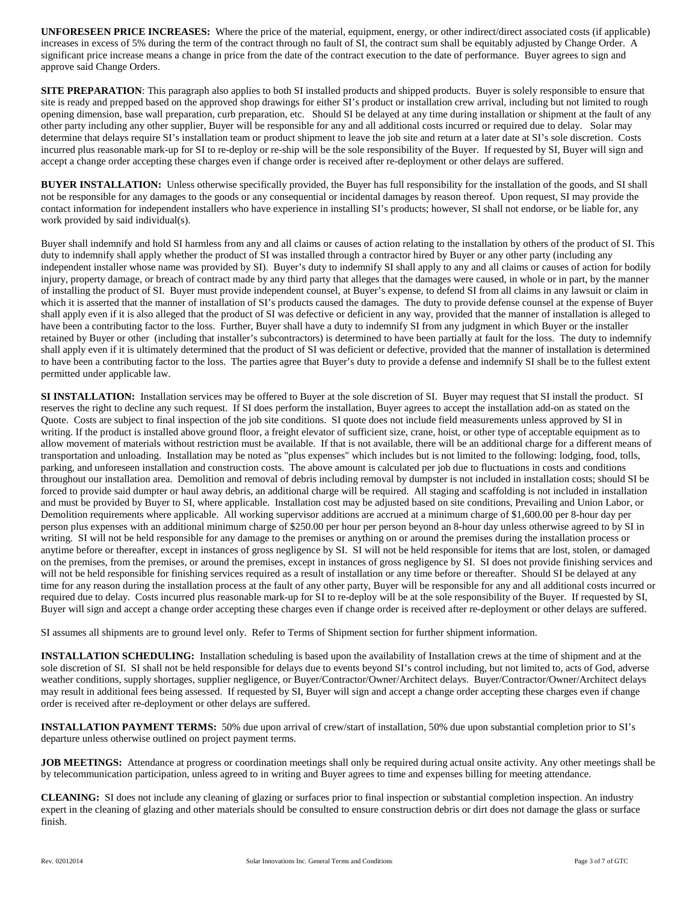**UNFORESEEN PRICE INCREASES:** Where the price of the material, equipment, energy, or other indirect/direct associated costs (if applicable) increases in excess of 5% during the term of the contract through no fault of SI, the contract sum shall be equitably adjusted by Change Order. A significant price increase means a change in price from the date of the contract execution to the date of performance. Buyer agrees to sign and approve said Change Orders.

**SITE PREPARATION**: This paragraph also applies to both SI installed products and shipped products. Buyer is solely responsible to ensure that site is ready and prepped based on the approved shop drawings for either SI's product or installation crew arrival, including but not limited to rough opening dimension, base wall preparation, curb preparation, etc. Should SI be delayed at any time during installation or shipment at the fault of any other party including any other supplier, Buyer will be responsible for any and all additional costs incurred or required due to delay. Solar may determine that delays require SI's installation team or product shipment to leave the job site and return at a later date at SI's sole discretion. Costs incurred plus reasonable mark-up for SI to re-deploy or re-ship will be the sole responsibility of the Buyer. If requested by SI, Buyer will sign and accept a change order accepting these charges even if change order is received after re-deployment or other delays are suffered.

**BUYER INSTALLATION:** Unless otherwise specifically provided, the Buyer has full responsibility for the installation of the goods, and SI shall not be responsible for any damages to the goods or any consequential or incidental damages by reason thereof. Upon request, SI may provide the contact information for independent installers who have experience in installing SI's products; however, SI shall not endorse, or be liable for, any work provided by said individual(s).

Buyer shall indemnify and hold SI harmless from any and all claims or causes of action relating to the installation by others of the product of SI. This duty to indemnify shall apply whether the product of SI was installed through a contractor hired by Buyer or any other party (including any independent installer whose name was provided by SI). Buyer's duty to indemnify SI shall apply to any and all claims or causes of action for bodily injury, property damage, or breach of contract made by any third party that alleges that the damages were caused, in whole or in part, by the manner of installing the product of SI. Buyer must provide independent counsel, at Buyer's expense, to defend SI from all claims in any lawsuit or claim in which it is asserted that the manner of installation of SI's products caused the damages. The duty to provide defense counsel at the expense of Buyer shall apply even if it is also alleged that the product of SI was defective or deficient in any way, provided that the manner of installation is alleged to have been a contributing factor to the loss. Further, Buyer shall have a duty to indemnify SI from any judgment in which Buyer or the installer retained by Buyer or other (including that installer's subcontractors) is determined to have been partially at fault for the loss. The duty to indemnify shall apply even if it is ultimately determined that the product of SI was deficient or defective, provided that the manner of installation is determined to have been a contributing factor to the loss. The parties agree that Buyer's duty to provide a defense and indemnify SI shall be to the fullest extent permitted under applicable law.

**SI INSTALLATION:** Installation services may be offered to Buyer at the sole discretion of SI. Buyer may request that SI install the product. SI reserves the right to decline any such request. If SI does perform the installation, Buyer agrees to accept the installation add-on as stated on the Quote. Costs are subject to final inspection of the job site conditions. SI quote does not include field measurements unless approved by SI in writing. If the product is installed above ground floor, a freight elevator of sufficient size, crane, hoist, or other type of acceptable equipment as to allow movement of materials without restriction must be available. If that is not available, there will be an additional charge for a different means of transportation and unloading. Installation may be noted as "plus expenses" which includes but is not limited to the following: lodging, food, tolls, parking, and unforeseen installation and construction costs. The above amount is calculated per job due to fluctuations in costs and conditions throughout our installation area. Demolition and removal of debris including removal by dumpster is not included in installation costs; should SI be forced to provide said dumpter or haul away debris, an additional charge will be required. All staging and scaffolding is not included in installation and must be provided by Buyer to SI, where applicable. Installation cost may be adjusted based on site conditions, Prevailing and Union Labor, or Demolition requirements where applicable. All working supervisor additions are accrued at a minimum charge of $1,600.00 per 8-hour day per person plus expenses with an additional minimum charge of $250.00 per hour per person beyond an 8-hour day unless otherwise agreed to by SI in writing. SI will not be held responsible for any damage to the premises or anything on or around the premises during the installation process or anytime before or thereafter, except in instances of gross negligence by SI. SI will not be held responsible for items that are lost, stolen, or damaged on the premises, from the premises, or around the premises, except in instances of gross negligence by SI. SI does not provide finishing services and will not be held responsible for finishing services required as a result of installation or any time before or thereafter. Should SI be delayed at any time for any reason during the installation process at the fault of any other party, Buyer will be responsible for any and all additional costs incurred or required due to delay. Costs incurred plus reasonable mark-up for SI to re-deploy will be at the sole responsibility of the Buyer. If requested by SI, Buyer will sign and accept a change order accepting these charges even if change order is received after re-deployment or other delays are suffered.

SI assumes all shipments are to ground level only. Refer to Terms of Shipment section for further shipment information.

**INSTALLATION SCHEDULING:** Installation scheduling is based upon the availability of Installation crews at the time of shipment and at the sole discretion of SI. SI shall not be held responsible for delays due to events beyond SI's control including, but not limited to, acts of God, adverse weather conditions, supply shortages, supplier negligence, or Buyer/Contractor/Owner/Architect delays. Buyer/Contractor/Owner/Architect delays may result in additional fees being assessed. If requested by SI, Buyer will sign and accept a change order accepting these charges even if change order is received after re-deployment or other delays are suffered.

**INSTALLATION PAYMENT TERMS:** 50% due upon arrival of crew/start of installation, 50% due upon substantial completion prior to SI's departure unless otherwise outlined on project payment terms.

**JOB MEETINGS:** Attendance at progress or coordination meetings shall only be required during actual onsite activity. Any other meetings shall be by telecommunication participation, unless agreed to in writing and Buyer agrees to time and expenses billing for meeting attendance.

**CLEANING:** SI does not include any cleaning of glazing or surfaces prior to final inspection or substantial completion inspection. An industry expert in the cleaning of glazing and other materials should be consulted to ensure construction debris or dirt does not damage the glass or surface finish.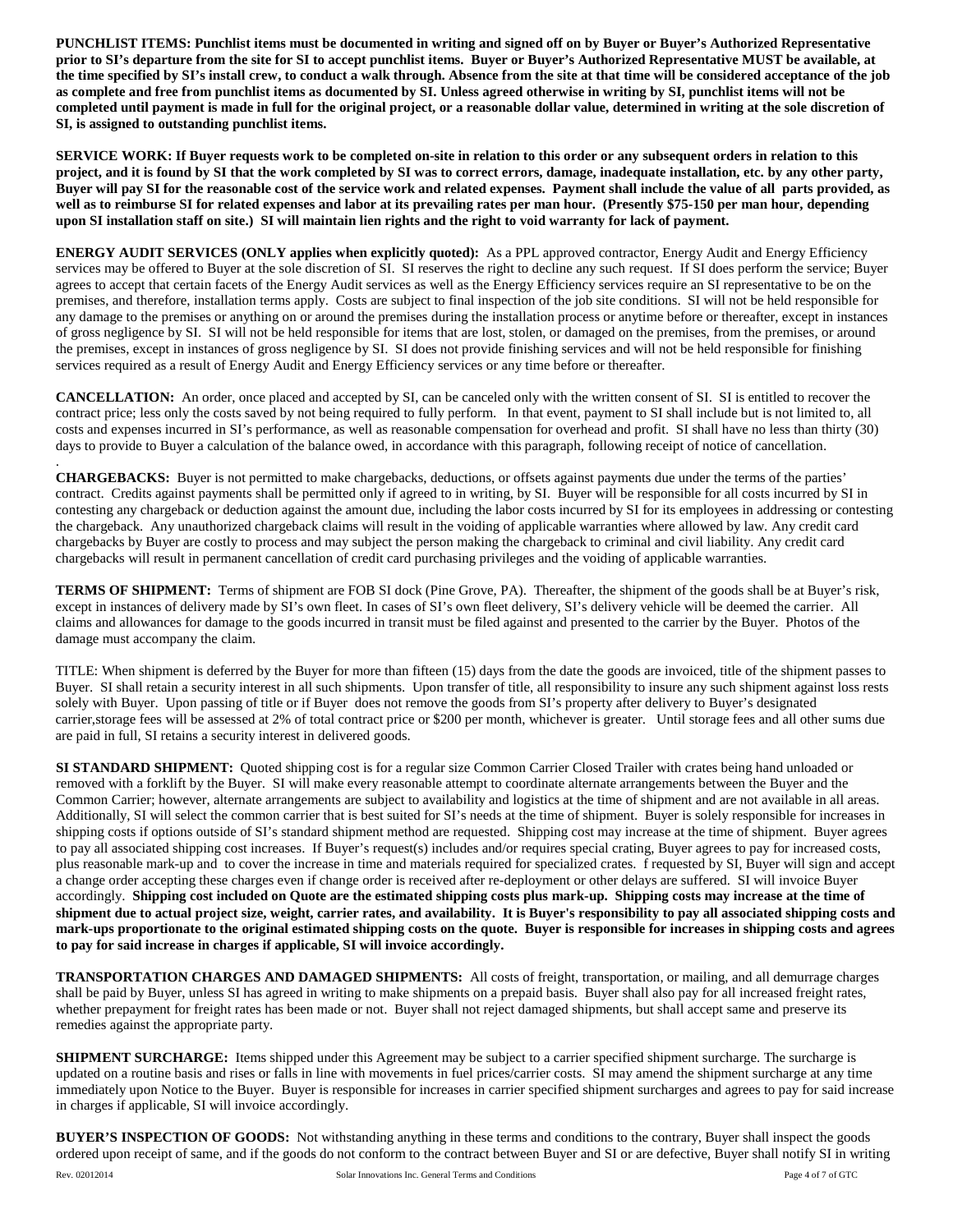**PUNCHLIST ITEMS: Punchlist items must be documented in writing and signed off on by Buyer or Buyer's Authorized Representative prior to SI's departure from the site for SI to accept punchlist items. Buyer or Buyer's Authorized Representative MUST be available, at the time specified by SI's install crew, to conduct a walk through. Absence from the site at that time will be considered acceptance of the job as complete and free from punchlist items as documented by SI. Unless agreed otherwise in writing by SI, punchlist items will not be completed until payment is made in full for the original project, or a reasonable dollar value, determined in writing at the sole discretion of SI, is assigned to outstanding punchlist items.**

**SERVICE WORK: If Buyer requests work to be completed on-site in relation to this order or any subsequent orders in relation to this project, and it is found by SI that the work completed by SI was to correct errors, damage, inadequate installation, etc. by any other party, Buyer will pay SI for the reasonable cost of the service work and related expenses. Payment shall include the value of all parts provided, as well as to reimburse SI for related expenses and labor at its prevailing rates per man hour. (Presently $75-150 per man hour, depending upon SI installation staff on site.) SI will maintain lien rights and the right to void warranty for lack of payment.**

**ENERGY AUDIT SERVICES (ONLY applies when explicitly quoted):** As a PPL approved contractor, Energy Audit and Energy Efficiency services may be offered to Buyer at the sole discretion of SI. SI reserves the right to decline any such request. If SI does perform the service; Buyer agrees to accept that certain facets of the Energy Audit services as well as the Energy Efficiency services require an SI representative to be on the premises, and therefore, installation terms apply. Costs are subject to final inspection of the job site conditions. SI will not be held responsible for any damage to the premises or anything on or around the premises during the installation process or anytime before or thereafter, except in instances of gross negligence by SI. SI will not be held responsible for items that are lost, stolen, or damaged on the premises, from the premises, or around the premises, except in instances of gross negligence by SI. SI does not provide finishing services and will not be held responsible for finishing services required as a result of Energy Audit and Energy Efficiency services or any time before or thereafter.

**CANCELLATION:** An order, once placed and accepted by SI, can be canceled only with the written consent of SI. SI is entitled to recover the contract price; less only the costs saved by not being required to fully perform. In that event, payment to SI shall include but is not limited to, all costs and expenses incurred in SI's performance, as well as reasonable compensation for overhead and profit. SI shall have no less than thirty (30) days to provide to Buyer a calculation of the balance owed, in accordance with this paragraph, following receipt of notice of cancellation.

.

**CHARGEBACKS:** Buyer is not permitted to make chargebacks, deductions, or offsets against payments due under the terms of the parties' contract. Credits against payments shall be permitted only if agreed to in writing, by SI. Buyer will be responsible for all costs incurred by SI in contesting any chargeback or deduction against the amount due, including the labor costs incurred by SI for its employees in addressing or contesting the chargeback. Any unauthorized chargeback claims will result in the voiding of applicable warranties where allowed by law. Any credit card chargebacks by Buyer are costly to process and may subject the person making the chargeback to criminal and civil liability. Any credit card chargebacks will result in permanent cancellation of credit card purchasing privileges and the voiding of applicable warranties.

**TERMS OF SHIPMENT:** Terms of shipment are FOB SI dock (Pine Grove, PA). Thereafter, the shipment of the goods shall be at Buyer's risk, except in instances of delivery made by SI's own fleet. In cases of SI's own fleet delivery, SI's delivery vehicle will be deemed the carrier. All claims and allowances for damage to the goods incurred in transit must be filed against and presented to the carrier by the Buyer. Photos of the damage must accompany the claim.

TITLE: When shipment is deferred by the Buyer for more than fifteen (15) days from the date the goods are invoiced, title of the shipment passes to Buyer. SI shall retain a security interest in all such shipments. Upon transfer of title, all responsibility to insure any such shipment against loss rests solely with Buyer. Upon passing of title or if Buyer does not remove the goods from SI's property after delivery to Buyer's designated carrier,storage fees will be assessed at 2% of total contract price or $200 per month, whichever is greater. Until storage fees and all other sums due are paid in full, SI retains a security interest in delivered goods.

**SI STANDARD SHIPMENT:** Quoted shipping cost is for a regular size Common Carrier Closed Trailer with crates being hand unloaded or removed with a forklift by the Buyer. SI will make every reasonable attempt to coordinate alternate arrangements between the Buyer and the Common Carrier; however, alternate arrangements are subject to availability and logistics at the time of shipment and are not available in all areas. Additionally, SI will select the common carrier that is best suited for SI's needs at the time of shipment. Buyer is solely responsible for increases in shipping costs if options outside of SI's standard shipment method are requested. Shipping cost may increase at the time of shipment. Buyer agrees to pay all associated shipping cost increases. If Buyer's request(s) includes and/or requires special crating, Buyer agrees to pay for increased costs, plus reasonable mark-up and to cover the increase in time and materials required for specialized crates. f requested by SI, Buyer will sign and accept a change order accepting these charges even if change order is received after re-deployment or other delays are suffered. SI will invoice Buyer accordingly. **Shipping cost included on Quote are the estimated shipping costs plus mark-up. Shipping costs may increase at the time of shipment due to actual project size, weight, carrier rates, and availability. It is Buyer's responsibility to pay all associated shipping costs and mark-ups proportionate to the original estimated shipping costs on the quote. Buyer is responsible for increases in shipping costs and agrees to pay for said increase in charges if applicable, SI will invoice accordingly.**

**TRANSPORTATION CHARGES AND DAMAGED SHIPMENTS:** All costs of freight, transportation, or mailing, and all demurrage charges shall be paid by Buyer, unless SI has agreed in writing to make shipments on a prepaid basis. Buyer shall also pay for all increased freight rates, whether prepayment for freight rates has been made or not. Buyer shall not reject damaged shipments, but shall accept same and preserve its remedies against the appropriate party.

**SHIPMENT SURCHARGE:** Items shipped under this Agreement may be subject to a carrier specified shipment surcharge. The surcharge is updated on a routine basis and rises or falls in line with movements in fuel prices/carrier costs. SI may amend the shipment surcharge at any time immediately upon Notice to the Buyer. Buyer is responsible for increases in carrier specified shipment surcharges and agrees to pay for said increase in charges if applicable, SI will invoice accordingly.

**BUYER'S INSPECTION OF GOODS:** Not withstanding anything in these terms and conditions to the contrary, Buyer shall inspect the goods ordered upon receipt of same, and if the goods do not conform to the contract between Buyer and SI or are defective, Buyer shall notify SI in writing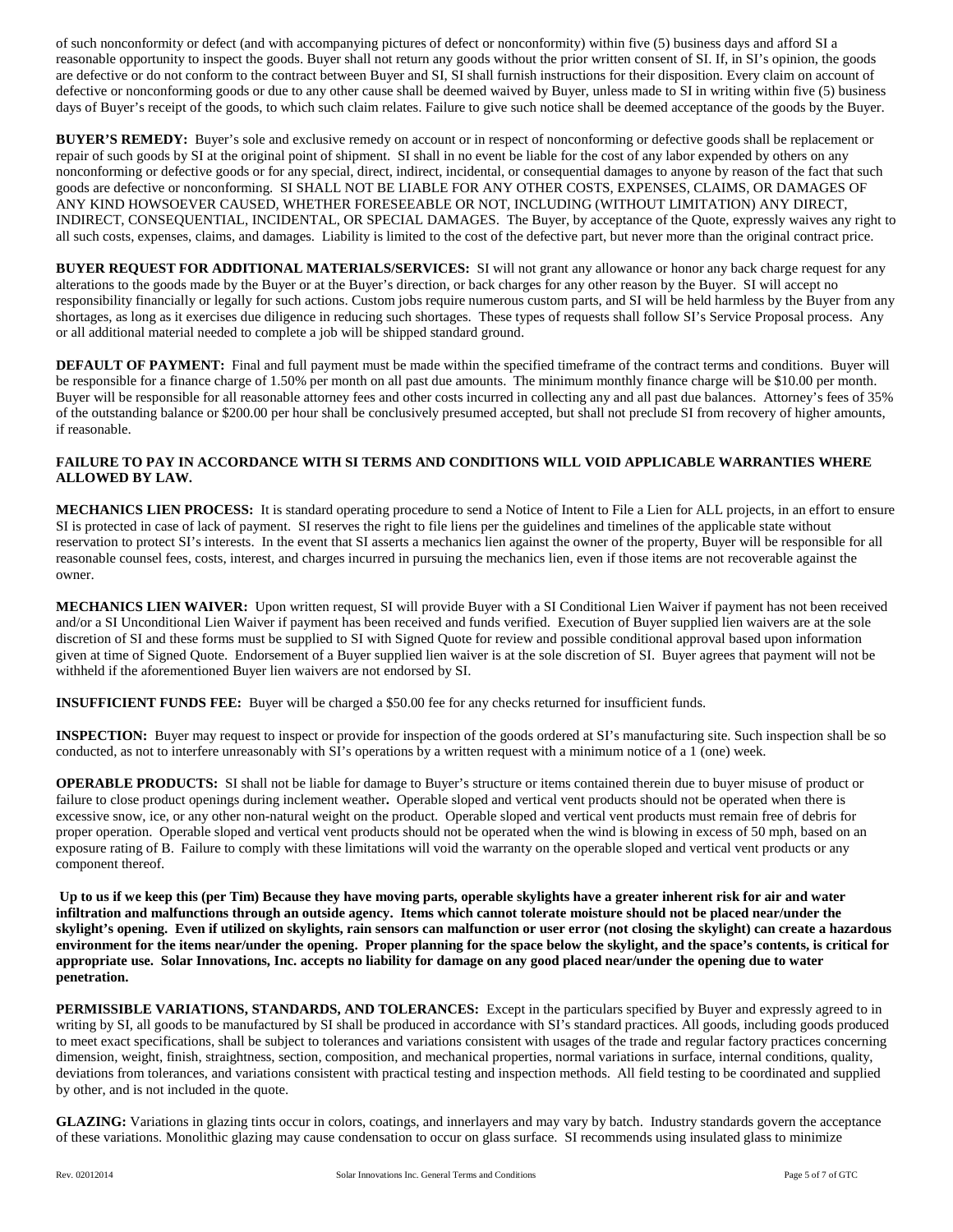of such nonconformity or defect (and with accompanying pictures of defect or nonconformity) within five (5) business days and afford SI a reasonable opportunity to inspect the goods. Buyer shall not return any goods without the prior written consent of SI. If, in SI's opinion, the goods are defective or do not conform to the contract between Buyer and SI, SI shall furnish instructions for their disposition. Every claim on account of defective or nonconforming goods or due to any other cause shall be deemed waived by Buyer, unless made to SI in writing within five (5) business days of Buyer's receipt of the goods, to which such claim relates. Failure to give such notice shall be deemed acceptance of the goods by the Buyer.

**BUYER'S REMEDY:** Buyer's sole and exclusive remedy on account or in respect of nonconforming or defective goods shall be replacement or repair of such goods by SI at the original point of shipment. SI shall in no event be liable for the cost of any labor expended by others on any nonconforming or defective goods or for any special, direct, indirect, incidental, or consequential damages to anyone by reason of the fact that such goods are defective or nonconforming. SI SHALL NOT BE LIABLE FOR ANY OTHER COSTS, EXPENSES, CLAIMS, OR DAMAGES OF ANY KIND HOWSOEVER CAUSED, WHETHER FORESEEABLE OR NOT, INCLUDING (WITHOUT LIMITATION) ANY DIRECT, INDIRECT, CONSEQUENTIAL, INCIDENTAL, OR SPECIAL DAMAGES. The Buyer, by acceptance of the Quote, expressly waives any right to all such costs, expenses, claims, and damages. Liability is limited to the cost of the defective part, but never more than the original contract price.

**BUYER REQUEST FOR ADDITIONAL MATERIALS/SERVICES:** SI will not grant any allowance or honor any back charge request for any alterations to the goods made by the Buyer or at the Buyer's direction, or back charges for any other reason by the Buyer. SI will accept no responsibility financially or legally for such actions. Custom jobs require numerous custom parts, and SI will be held harmless by the Buyer from any shortages, as long as it exercises due diligence in reducing such shortages. These types of requests shall follow SI's Service Proposal process. Any or all additional material needed to complete a job will be shipped standard ground.

**DEFAULT OF PAYMENT:** Final and full payment must be made within the specified timeframe of the contract terms and conditions. Buyer will be responsible for a finance charge of 1.50% per month on all past due amounts. The minimum monthly finance charge will be $10.00 per month. Buyer will be responsible for all reasonable attorney fees and other costs incurred in collecting any and all past due balances. Attorney's fees of 35% of the outstanding balance or $200.00 per hour shall be conclusively presumed accepted, but shall not preclude SI from recovery of higher amounts, if reasonable.

**FAILURE TO PAY IN ACCORDANCE WITH SI TERMS AND CONDITIONS WILL VOID APPLICABLE WARRANTIES WHERE ALLOWED BY LAW.**

**MECHANICS LIEN PROCESS:** It is standard operating procedure to send a Notice of Intent to File a Lien for ALL projects, in an effort to ensure SI is protected in case of lack of payment. SI reserves the right to file liens per the guidelines and timelines of the applicable state without reservation to protect SI's interests. In the event that SI asserts a mechanics lien against the owner of the property, Buyer will be responsible for all reasonable counsel fees, costs, interest, and charges incurred in pursuing the mechanics lien, even if those items are not recoverable against the owner.

**MECHANICS LIEN WAIVER:** Upon written request, SI will provide Buyer with a SI Conditional Lien Waiver if payment has not been received and/or a SI Unconditional Lien Waiver if payment has been received and funds verified. Execution of Buyer supplied lien waivers are at the sole discretion of SI and these forms must be supplied to SI with Signed Quote for review and possible conditional approval based upon information given at time of Signed Quote. Endorsement of a Buyer supplied lien waiver is at the sole discretion of SI. Buyer agrees that payment will not be withheld if the aforementioned Buyer lien waivers are not endorsed by SI.

**INSUFFICIENT FUNDS FEE:** Buyer will be charged a $50.00 fee for any checks returned for insufficient funds.

**INSPECTION:** Buyer may request to inspect or provide for inspection of the goods ordered at SI's manufacturing site. Such inspection shall be so conducted, as not to interfere unreasonably with SI's operations by a written request with a minimum notice of a 1 (one) week.

**OPERABLE PRODUCTS:** SI shall not be liable for damage to Buyer's structure or items contained therein due to buyer misuse of product or failure to close product openings during inclement weather**.** Operable sloped and vertical vent products should not be operated when there is excessive snow, ice, or any other non-natural weight on the product. Operable sloped and vertical vent products must remain free of debris for proper operation. Operable sloped and vertical vent products should not be operated when the wind is blowing in excess of 50 mph, based on an exposure rating of B. Failure to comply with these limitations will void the warranty on the operable sloped and vertical vent products or any component thereof.

**Up to us if we keep this (per Tim) Because they have moving parts, operable skylights have a greater inherent risk for air and water infiltration and malfunctions through an outside agency. Items which cannot tolerate moisture should not be placed near/under the skylight's opening. Even if utilized on skylights, rain sensors can malfunction or user error (not closing the skylight) can create a hazardous environment for the items near/under the opening. Proper planning for the space below the skylight, and the space's contents, is critical for appropriate use. Solar Innovations, Inc. accepts no liability for damage on any good placed near/under the opening due to water penetration.**

**PERMISSIBLE VARIATIONS, STANDARDS, AND TOLERANCES:** Except in the particulars specified by Buyer and expressly agreed to in writing by SI, all goods to be manufactured by SI shall be produced in accordance with SI's standard practices. All goods, including goods produced to meet exact specifications, shall be subject to tolerances and variations consistent with usages of the trade and regular factory practices concerning dimension, weight, finish, straightness, section, composition, and mechanical properties, normal variations in surface, internal conditions, quality, deviations from tolerances, and variations consistent with practical testing and inspection methods. All field testing to be coordinated and supplied by other, and is not included in the quote.

**GLAZING:** Variations in glazing tints occur in colors, coatings, and innerlayers and may vary by batch. Industry standards govern the acceptance of these variations. Monolithic glazing may cause condensation to occur on glass surface. SI recommends using insulated glass to minimize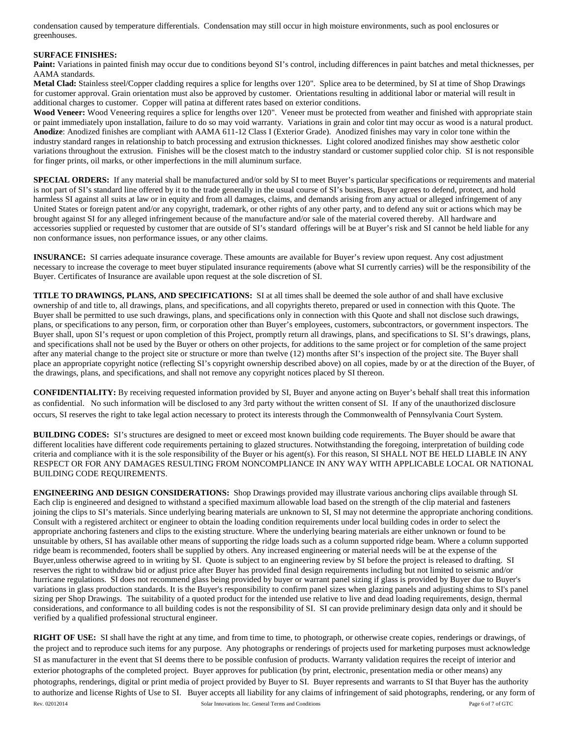condensation caused by temperature differentials. Condensation may still occur in high moisture environments, such as pool enclosures or greenhouses.

**SURFACE FINISHES:**

**Paint:** Variations in painted finish may occur due to conditions beyond SI's control, including differences in paint batches and metal thicknesses, per AAMA standards.

**Metal Clad:** Stainless steel/Copper cladding requires a splice for lengths over 120". Splice area to be determined, by SI at time of Shop Drawings for customer approval. Grain orientation must also be approved by customer. Orientations resulting in additional labor or material will result in additional charges to customer. Copper will patina at different rates based on exterior conditions.

**Wood Veneer:** Wood Veneering requires a splice for lengths over 120". Veneer must be protected from weather and finished with appropriate stain or paint immediately upon installation, failure to do so may void warranty. Variations in grain and color tint may occur as wood is a natural product.

**Anodize**: Anodized finishes are compliant with AAMA 611-12 Class I (Exterior Grade). Anodized finishes may vary in color tone within the industry standard ranges in relationship to batch processing and extrusion thicknesses. Light colored anodized finishes may show aesthetic color variations throughout the extrusion. Finishes will be the closest match to the industry standard or customer supplied color chip. SI is not responsible for finger prints, oil marks, or other imperfections in the mill aluminum surface.

**SPECIAL ORDERS:** If any material shall be manufactured and/or sold by SI to meet Buyer's particular specifications or requirements and material is not part of SI's standard line offered by it to the trade generally in the usual course of SI's business, Buyer agrees to defend, protect, and hold harmless SI against all suits at law or in equity and from all damages, claims, and demands arising from any actual or alleged infringement of any United States or foreign patent and/or any copyright, trademark, or other rights of any other party, and to defend any suit or actions which may be brought against SI for any alleged infringement because of the manufacture and/or sale of the material covered thereby. All hardware and accessories supplied or requested by customer that are outside of SI's standard offerings will be at Buyer's risk and SI cannot be held liable for any non conformance issues, non performance issues, or any other claims.

**INSURANCE:** SI carries adequate insurance coverage. These amounts are available for Buyer's review upon request. Any cost adjustment necessary to increase the coverage to meet buyer stipulated insurance requirements (above what SI currently carries) will be the responsibility of the Buyer. Certificates of Insurance are available upon request at the sole discretion of SI.

**TITLE TO DRAWINGS, PLANS, AND SPECIFICATIONS:** SI at all times shall be deemed the sole author of and shall have exclusive ownership of and title to, all drawings, plans, and specifications, and all copyrights thereto, prepared or used in connection with this Quote. The Buyer shall be permitted to use such drawings, plans, and specifications only in connection with this Quote and shall not disclose such drawings, plans, or specifications to any person, firm, or corporation other than Buyer's employees, customers, subcontractors, or government inspectors. The Buyer shall, upon SI's request or upon completion of this Project, promptly return all drawings, plans, and specifications to SI. SI's drawings, plans, and specifications shall not be used by the Buyer or others on other projects, for additions to the same project or for completion of the same project after any material change to the project site or structure or more than twelve (12) months after SI's inspection of the project site. The Buyer shall place an appropriate copyright notice (reflecting SI's copyright ownership described above) on all copies, made by or at the direction of the Buyer, of the drawings, plans, and specifications, and shall not remove any copyright notices placed by SI thereon.

**CONFIDENTIALITY:** By receiving requested information provided by SI, Buyer and anyone acting on Buyer's behalf shall treat this information as confidential. No such information will be disclosed to any 3rd party without the written consent of SI. If any of the unauthorized disclosure occurs, SI reserves the right to take legal action necessary to protect its interests through the Commonwealth of Pennsylvania Court System.

**BUILDING CODES:** SI's structures are designed to meet or exceed most known building code requirements. The Buyer should be aware that different localities have different code requirements pertaining to glazed structures. Notwithstanding the foregoing, interpretation of building code criteria and compliance with it is the sole responsibility of the Buyer or his agent(s). For this reason, SI SHALL NOT BE HELD LIABLE IN ANY RESPECT OR FOR ANY DAMAGES RESULTING FROM NONCOMPLIANCE IN ANY WAY WITH APPLICABLE LOCAL OR NATIONAL BUILDING CODE REQUIREMENTS.

**ENGINEERING AND DESIGN CONSIDERATIONS:** Shop Drawings provided may illustrate various anchoring clips available through SI. Each clip is engineered and designed to withstand a specified maximum allowable load based on the strength of the clip material and fasteners joining the clips to SI's materials. Since underlying bearing materials are unknown to SI, SI may not determine the appropriate anchoring conditions. Consult with a registered architect or engineer to obtain the loading condition requirements under local building codes in order to select the appropriate anchoring fasteners and clips to the existing structure. Where the underlying bearing materials are either unknown or found to be unsuitable by others, SI has available other means of supporting the ridge loads such as a column supported ridge beam. Where a column supported ridge beam is recommended, footers shall be supplied by others. Any increased engineering or material needs will be at the expense of the Buyer,unless otherwise agreed to in writing by SI. Quote is subject to an engineering review by SI before the project is released to drafting. SI reserves the right to withdraw bid or adjust price after Buyer has provided final design requirements including but not limited to seismic and/or hurricane regulations. SI does not recommend glass being provided by buyer or warrant panel sizing if glass is provided by Buyer due to Buyer's variations in glass production standards. It is the Buyer's responsibility to confirm panel sizes when glazing panels and adjusting shims to SI's panel sizing per Shop Drawings. The suitability of a quoted product for the intended use relative to live and dead loading requirements, design, thermal considerations, and conformance to all building codes is not the responsibility of SI. SI can provide preliminary design data only and it should be verified by a qualified professional structural engineer.

**RIGHT OF USE:** SI shall have the right at any time, and from time to time, to photograph, or otherwise create copies, renderings or drawings, of the project and to reproduce such items for any purpose. Any photographs or renderings of projects used for marketing purposes must acknowledge SI as manufacturer in the event that SI deems there to be possible confusion of products. Warranty validation requires the receipt of interior and exterior photographs of the completed project. Buyer approves for publication (by print, electronic, presentation media or other means) any photographs, renderings, digital or print media of project provided by Buyer to SI. Buyer represents and warrants to SI that Buyer has the authority to authorize and license Rights of Use to SI. Buyer accepts all liability for any claims of infringement of said photographs, rendering, or any form of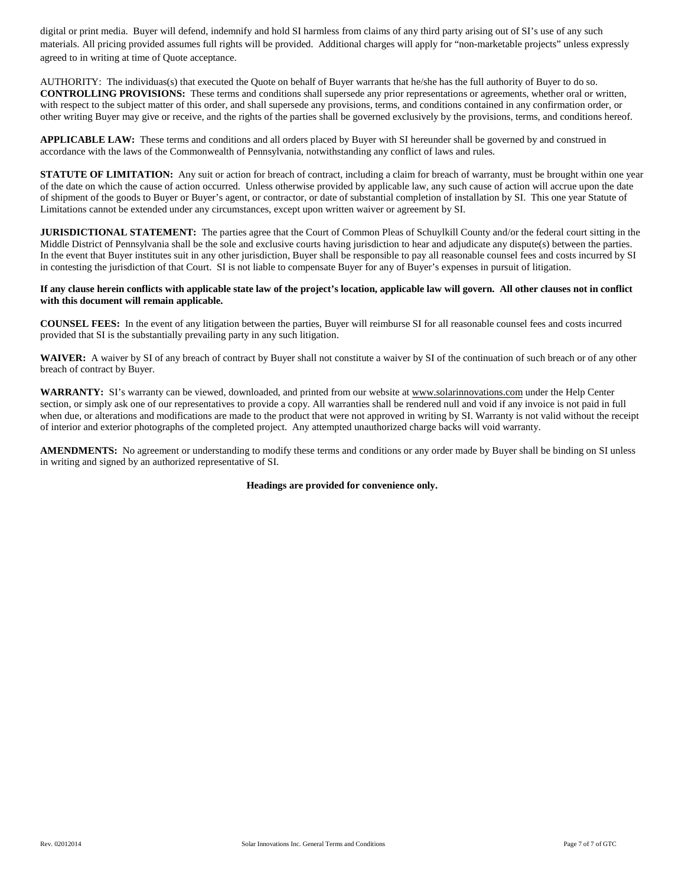digital or print media. Buyer will defend, indemnify and hold SI harmless from claims of any third party arising out of SI's use of any such materials. All pricing provided assumes full rights will be provided. Additional charges will apply for "non-marketable projects" unless expressly agreed to in writing at time of Quote acceptance.

AUTHORITY: The individuas(s) that executed the Quote on behalf of Buyer warrants that he/she has the full authority of Buyer to do so.

**CONTROLLING PROVISIONS:** These terms and conditions shall supersede any prior representations or agreements, whether oral or written, with respect to the subject matter of this order, and shall supersede any provisions, terms, and conditions contained in any confirmation order, or other writing Buyer may give or receive, and the rights of the parties shall be governed exclusively by the provisions, terms, and conditions hereof.

**APPLICABLE LAW:** These terms and conditions and all orders placed by Buyer with SI hereunder shall be governed by and construed in accordance with the laws of the Commonwealth of Pennsylvania, notwithstanding any conflict of laws and rules.

**STATUTE OF LIMITATION:** Any suit or action for breach of contract, including a claim for breach of warranty, must be brought within one year of the date on which the cause of action occurred. Unless otherwise provided by applicable law, any such cause of action will accrue upon the date of shipment of the goods to Buyer or Buyer's agent, or contractor, or date of substantial completion of installation by SI. This one year Statute of Limitations cannot be extended under any circumstances, except upon written waiver or agreement by SI.

**JURISDICTIONAL STATEMENT:** The parties agree that the Court of Common Pleas of Schuylkill County and/or the federal court sitting in the Middle District of Pennsylvania shall be the sole and exclusive courts having jurisdiction to hear and adjudicate any dispute(s) between the parties. In the event that Buyer institutes suit in any other jurisdiction, Buyer shall be responsible to pay all reasonable counsel fees and costs incurred by SI in contesting the jurisdiction of that Court. SI is not liable to compensate Buyer for any of Buyer's expenses in pursuit of litigation.

**If any clause herein conflicts with applicable state law of the project's location, applicable law will govern. All other clauses not in conflict with this document will remain applicable.**

**COUNSEL FEES:** In the event of any litigation between the parties, Buyer will reimburse SI for all reasonable counsel fees and costs incurred provided that SI is the substantially prevailing party in any such litigation.

**WAIVER:** A waiver by SI of any breach of contract by Buyer shall not constitute a waiver by SI of the continuation of such breach or of any other breach of contract by Buyer.

**WARRANTY:** SI's warranty can be viewed, downloaded, and printed from our website at www.solarinnovations.com under the Help Center section, or simply ask one of our representatives to provide a copy. All warranties shall be rendered null and void if any invoice is not paid in full when due, or alterations and modifications are made to the product that were not approved in writing by SI. Warranty is not valid without the receipt of interior and exterior photographs of the completed project. Any attempted unauthorized charge backs will void warranty.

**AMENDMENTS:** No agreement or understanding to modify these terms and conditions or any order made by Buyer shall be binding on SI unless in writing and signed by an authorized representative of SI.

**Headings are provided for convenience only.**